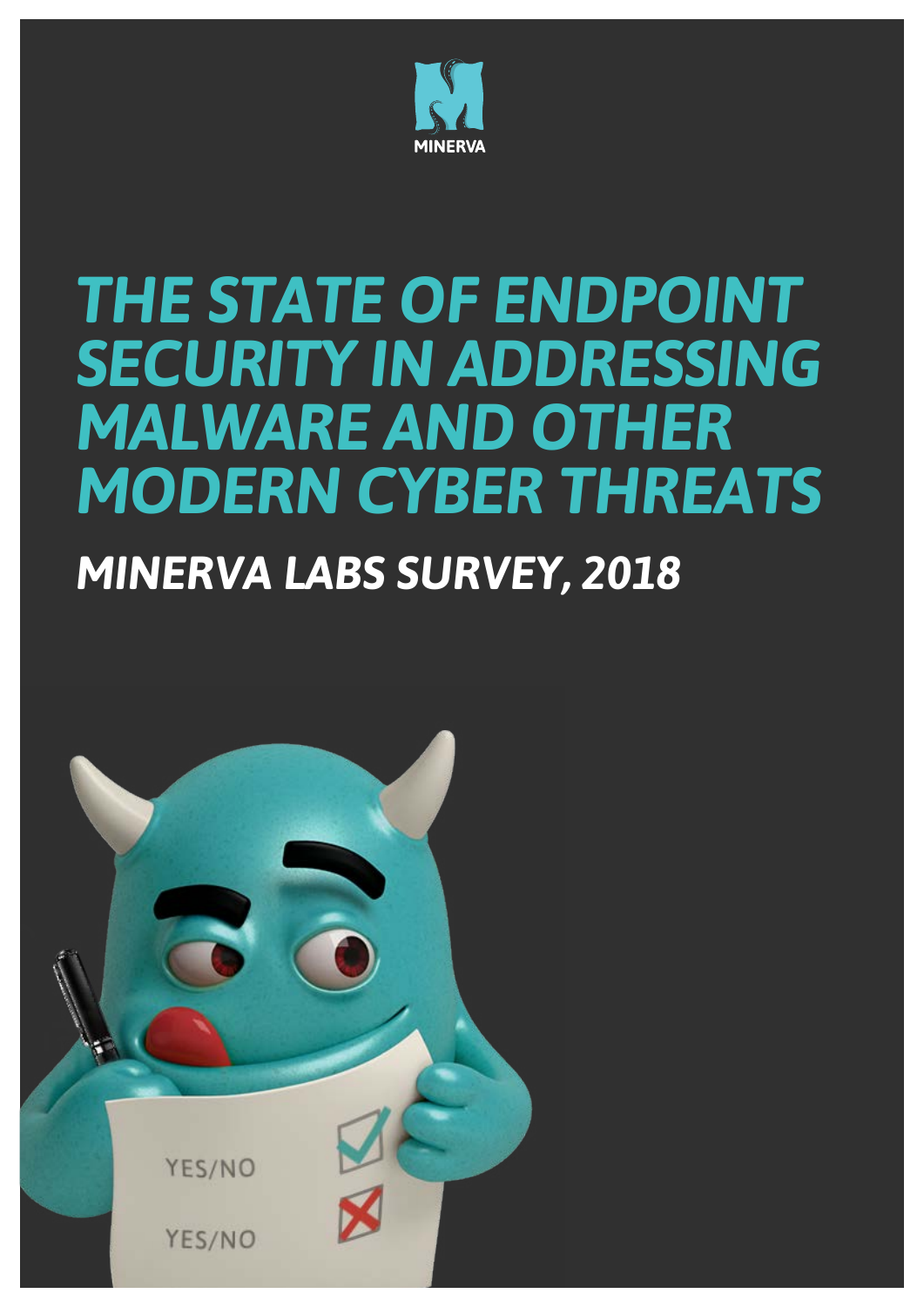MINERVA

# THE STATE OF ENDPOINT SECURITY IN ADDRESSING MALWARE AND OTHER MODERN CYBER THREATS

## MINERVA LABS SURVEY, 2018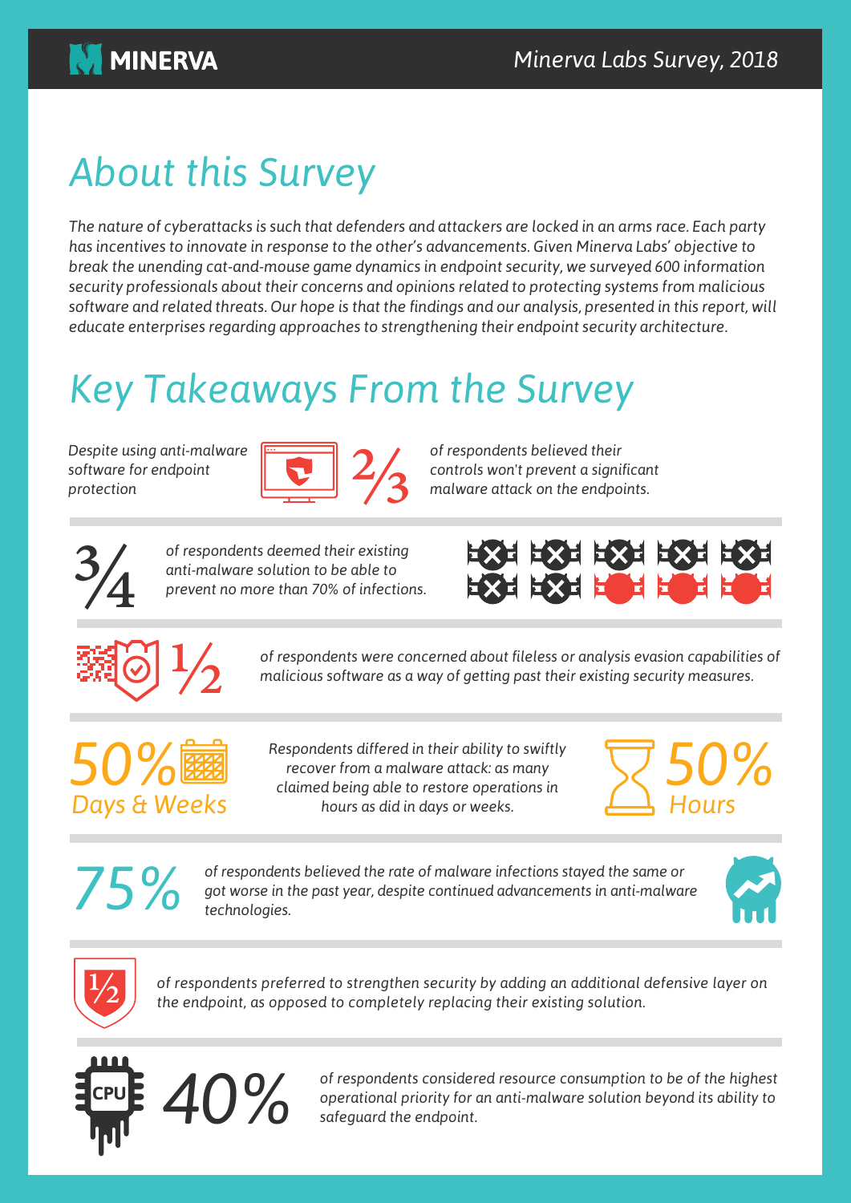# About this Survey

*The nature of cyberattacks is such that defenders and attackers are locked in an arms race. Each party has incentives to innovate in response to the other's advancements. Given Minerva Labs' objective to break the unending cat-and-mouse game dynamics in endpoint security, we surveyed 600 information security professionals about their concerns and opinions related to protecting systems from malicious software and related threats. Our hope is that the findings and our analysis, presented in this report, will educate enterprises regarding approaches to strengthening their endpoint security architecture.*

# Key Takeaways From the Survey

*Despite using anti-malware software for endpoint protection* **2/3** *of respondents believed their controls won't prevent a significant malware attack on the endpoints.*

**3/4** *of respondents deemed their existing anti-malware solution to be able to prevent no more than 70% of infections.*

**1/2** *of respondents were concerned about fileless or analysis evasion capabilities of malicious software as a way of getting past their existing security measures.*

**50% Days & Weeks** — *Respondents differed in their ability to swiftly recover from a malware attack: as many claimed being able to restore operations in hours as did in days or weeks.* — **50% Hours**

**75%** *of respondents believed the rate of malware infections stayed the same or got worse in the past year, despite continued advancements in anti-malware technologies.*

**1/2** *of respondents preferred to strengthen security by adding an additional defensive layer on the endpoint, as opposed to completely replacing their existing solution.*

**40%** *of respondents considered resource consumption to be of the highest operational priority for an anti-malware solution beyond its ability to safeguard the endpoint.*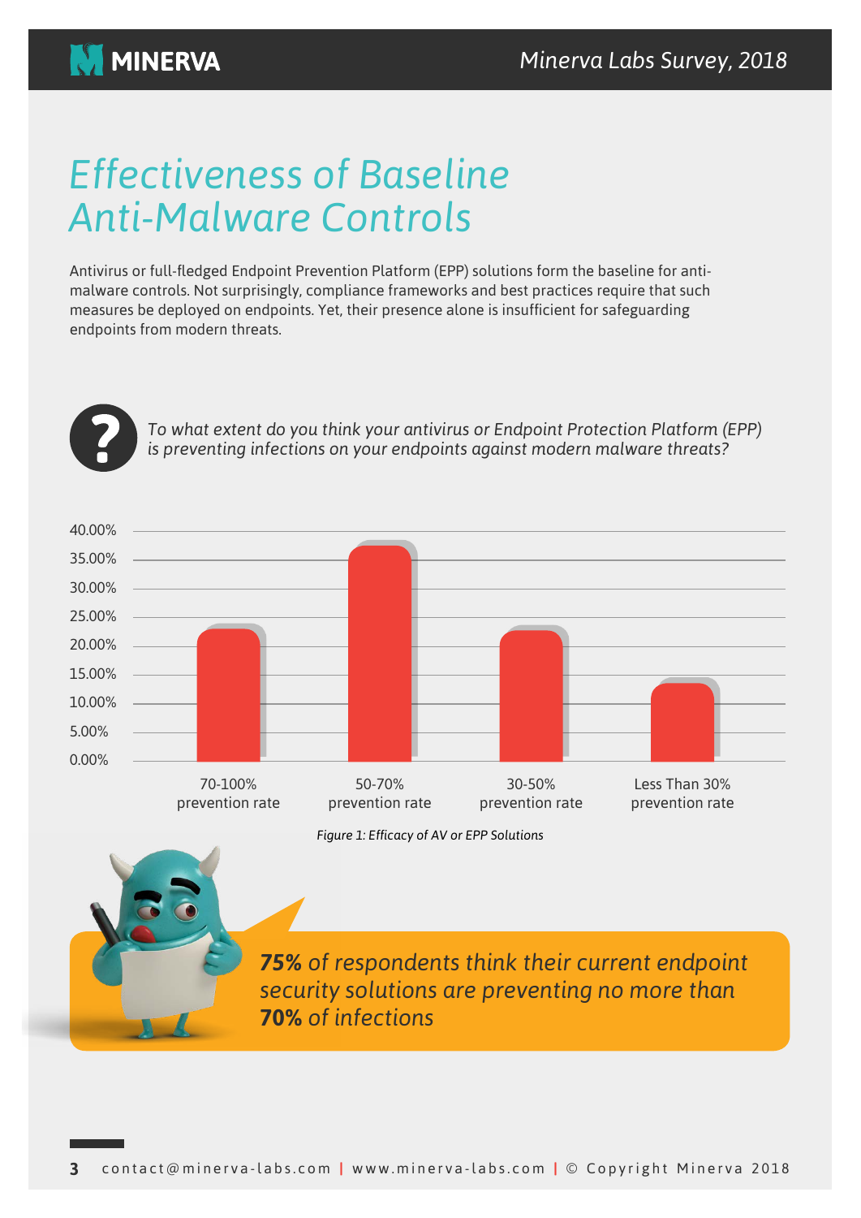# Effectiveness of Baseline Anti-Malware Controls

Antivirus or full-fledged Endpoint Prevention Platform (EPP) solutions form the baseline for anti-malware controls. Not surprisingly, compliance frameworks and best practices require that such measures be deployed on endpoints. Yet, their presence alone is insufficient for safeguarding endpoints from modern threats.

*To what extent do you think your antivirus or Endpoint Protection Platform (EPP) is preventing infections on your endpoints against modern malware threats?*

*Figure 1: Efficacy of AV or EPP Solutions*

***75%** of respondents think their current endpoint security solutions are preventing no more than **70%** of infections*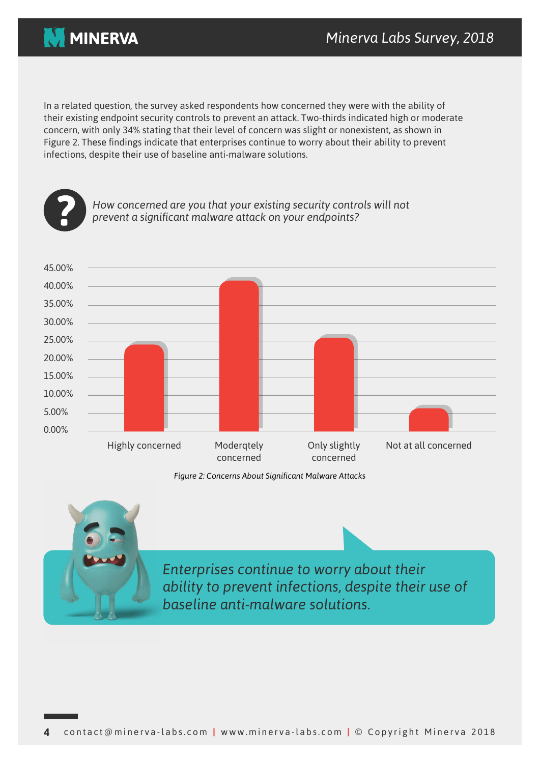In a related question, the survey asked respondents how concerned they were with the ability of their existing endpoint security controls to prevent an attack. Two-thirds indicated high or moderate concern, with only 34% stating that their level of concern was slight or nonexistent, as shown in Figure 2. These findings indicate that enterprises continue to worry about their ability to prevent infections, despite their use of baseline anti-malware solutions.

*How concerned are you that your existing security controls will not prevent a significant malware attack on your endpoints?*

| Response | Percentage (approx.) |
|---|---|
| Highly concerned | 24% |
| Moderqtely concerned | 42% |
| Only slightly concerned | 26% |
| Not at all concerned | 6% |

*Figure 2: Concerns About Significant Malware Attacks*

*Enterprises continue to worry about their ability to prevent infections, despite their use of baseline anti-malware solutions.*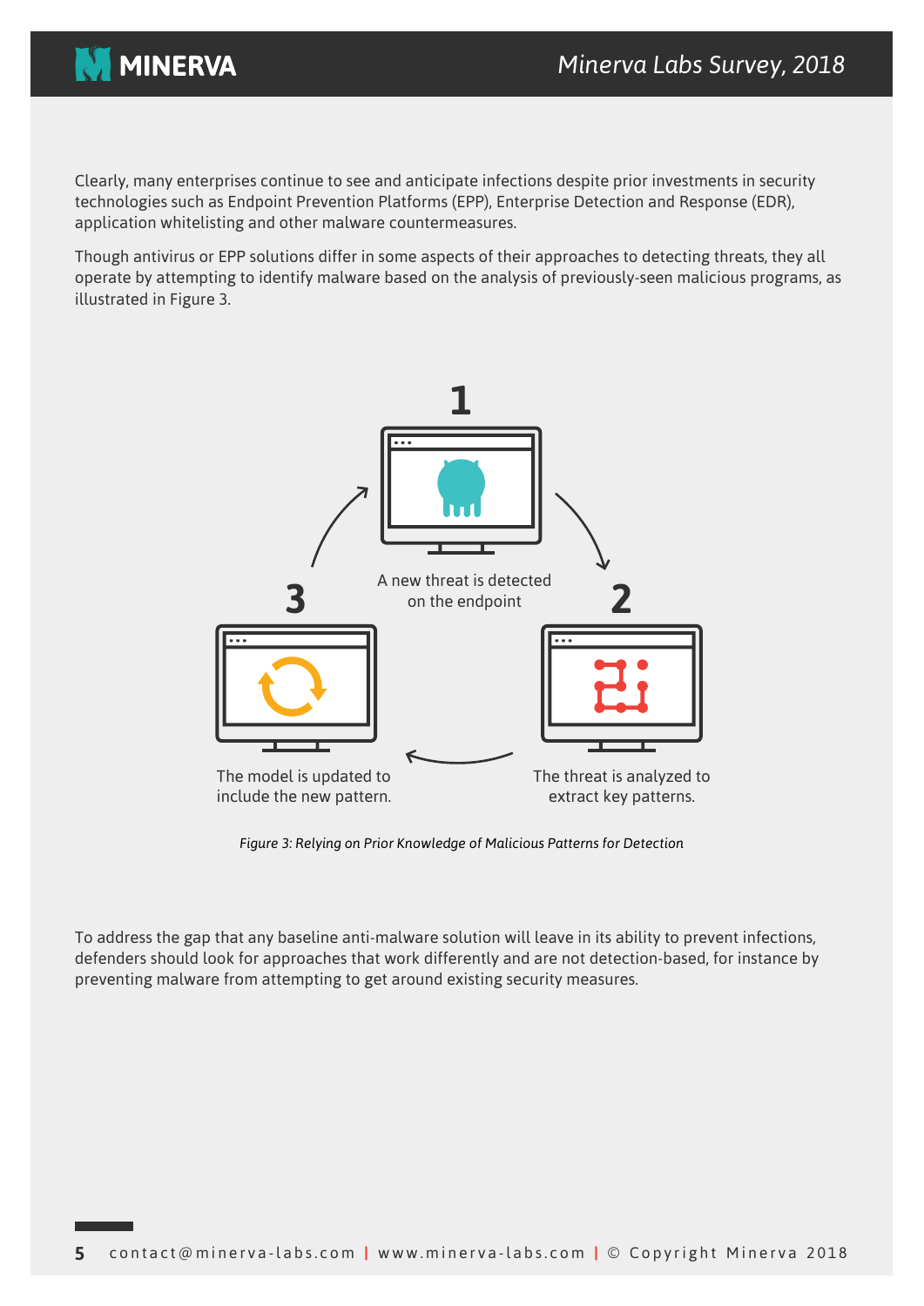Clearly, many enterprises continue to see and anticipate infections despite prior investments in security technologies such as Endpoint Prevention Platforms (EPP), Enterprise Detection and Response (EDR), application whitelisting and other malware countermeasures.

Though antivirus or EPP solutions differ in some aspects of their approaches to detecting threats, they all operate by attempting to identify malware based on the analysis of previously-seen malicious programs, as illustrated in Figure 3.

1 A new threat is detected on the endpoint

2 The threat is analyzed to extract key patterns.

3 The model is updated to include the new pattern.

*Figure 3: Relying on Prior Knowledge of Malicious Patterns for Detection*

To address the gap that any baseline anti-malware solution will leave in its ability to prevent infections, defenders should look for approaches that work differently and are not detection-based, for instance by preventing malware from attempting to get around existing security measures.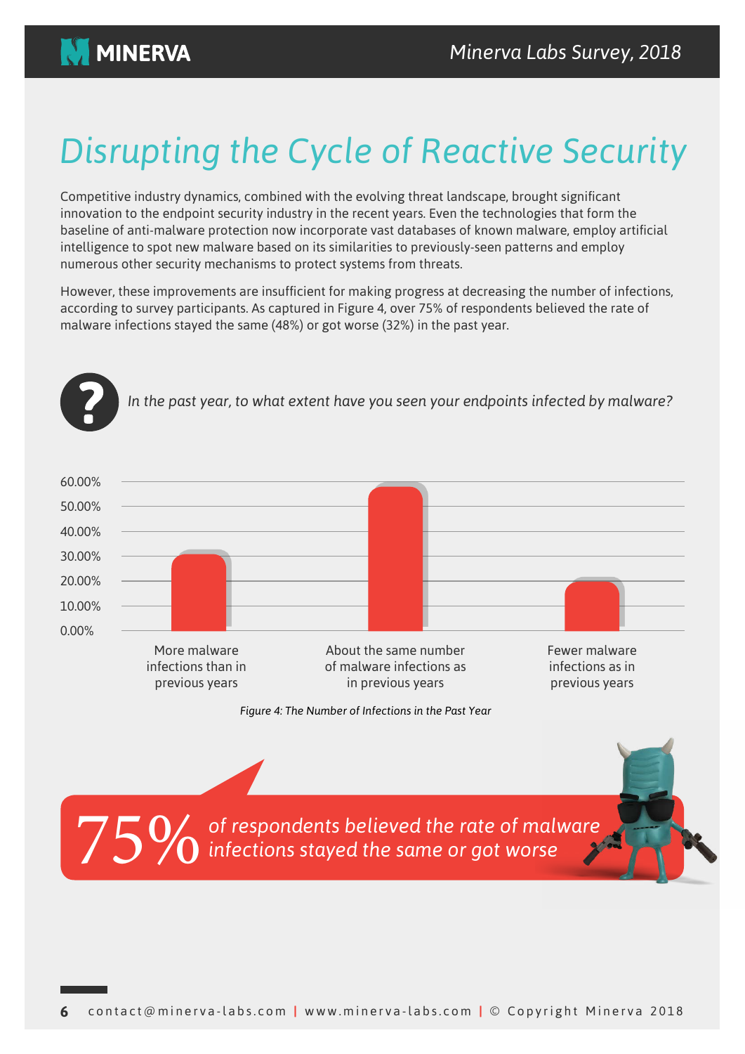# Disrupting the Cycle of Reactive Security

Competitive industry dynamics, combined with the evolving threat landscape, brought significant innovation to the endpoint security industry in the recent years. Even the technologies that form the baseline of anti-malware protection now incorporate vast databases of known malware, employ artificial intelligence to spot new malware based on its similarities to previously-seen patterns and employ numerous other security mechanisms to protect systems from threats.

However, these improvements are insufficient for making progress at decreasing the number of infections, according to survey participants. As captured in Figure 4, over 75% of respondents believed the rate of malware infections stayed the same (48%) or got worse (32%) in the past year.

*In the past year, to what extent have you seen your endpoints infected by malware?*

60.00%
50.00%
40.00%
30.00%
20.00%
10.00%
0.00%

More malware infections than in previous years

About the same number of malware infections as in previous years

Fewer malware infections as in previous years

*Figure 4: The Number of Infections in the Past Year*

**75%** *of respondents believed the rate of malware infections stayed the same or got worse*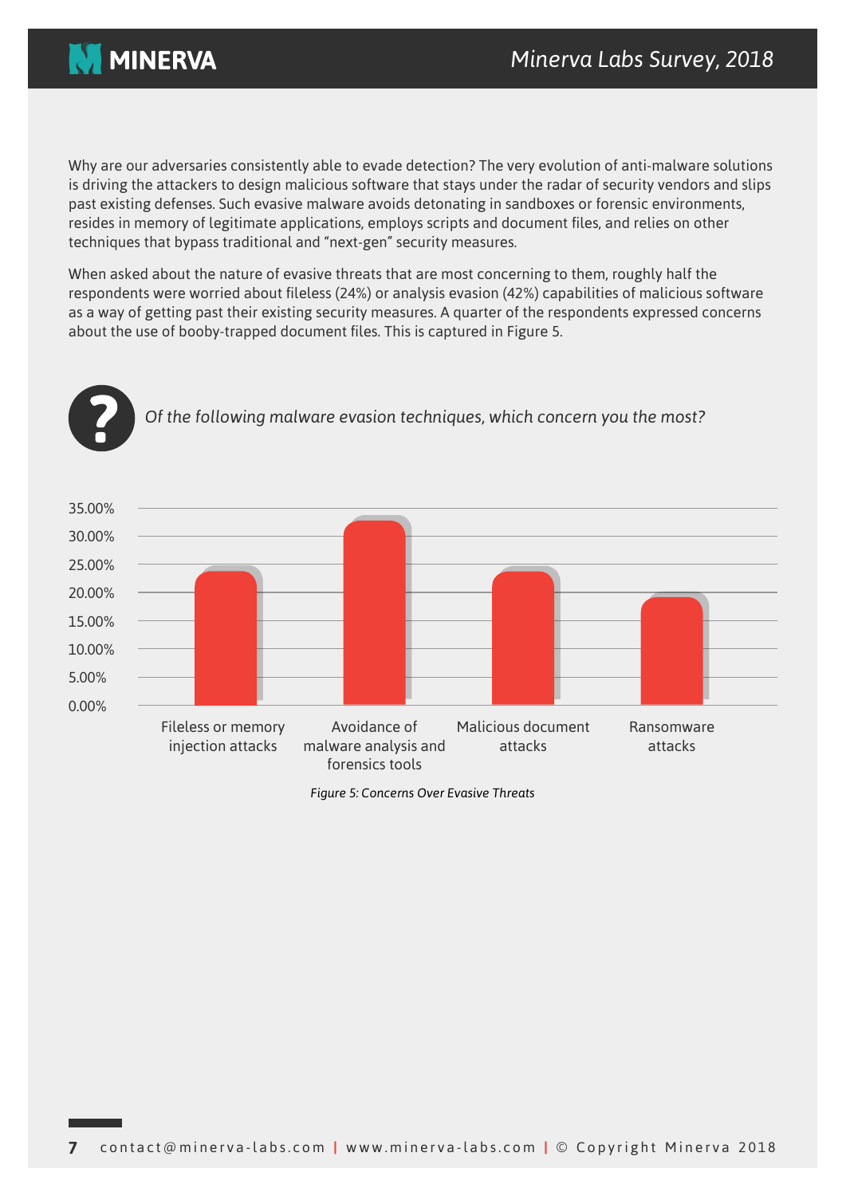Why are our adversaries consistently able to evade detection? The very evolution of anti-malware solutions is driving the attackers to design malicious software that stays under the radar of security vendors and slips past existing defenses. Such evasive malware avoids detonating in sandboxes or forensic environments, resides in memory of legitimate applications, employs scripts and document files, and relies on other techniques that bypass traditional and "next-gen" security measures.

When asked about the nature of evasive threats that are most concerning to them, roughly half the respondents were worried about fileless (24%) or analysis evasion (42%) capabilities of malicious software as a way of getting past their existing security measures. A quarter of the respondents expressed concerns about the use of booby-trapped document files. This is captured in Figure 5.

*Of the following malware evasion techniques, which concern you the most?*

| Technique | Percentage |
|---|---|
| Fileless or memory injection attacks | ~24% |
| Avoidance of malware analysis and forensics tools | ~33% |
| Malicious document attacks | ~24% |
| Ransomware attacks | ~19% |

*Figure 5: Concerns Over Evasive Threats*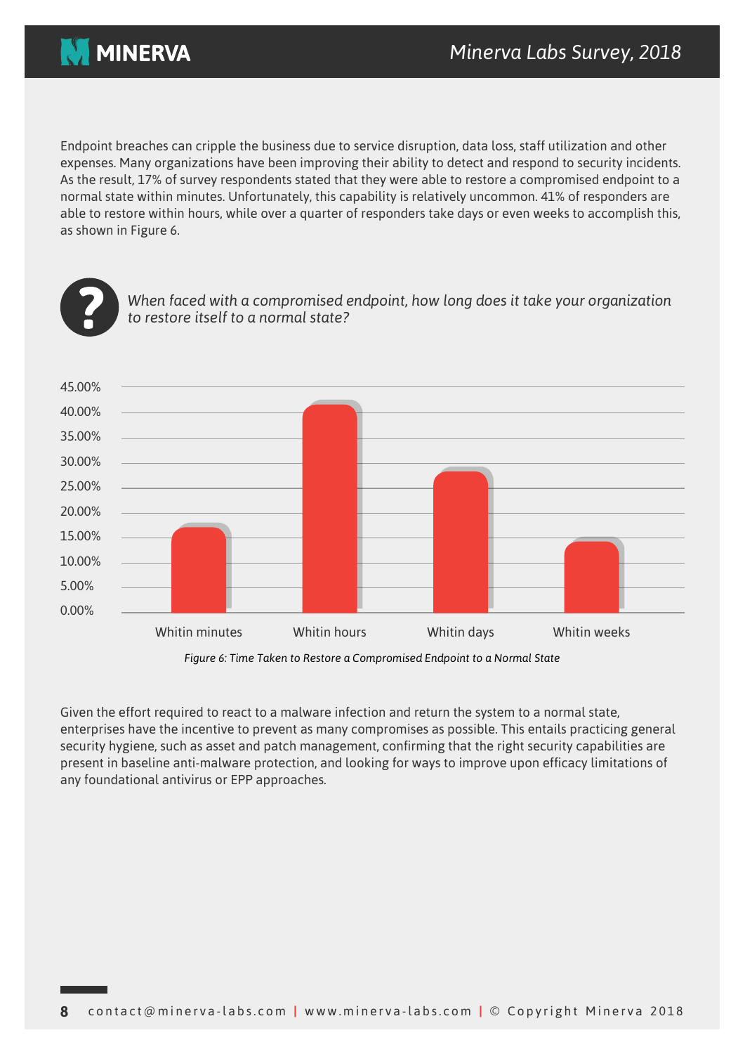Endpoint breaches can cripple the business due to service disruption, data loss, staff utilization and other expenses. Many organizations have been improving their ability to detect and respond to security incidents. As the result, 17% of survey respondents stated that they were able to restore a compromised endpoint to a normal state within minutes. Unfortunately, this capability is relatively uncommon. 41% of responders are able to restore within hours, while over a quarter of responders take days or even weeks to accomplish this, as shown in Figure 6.

*When faced with a compromised endpoint, how long does it take your organization to restore itself to a normal state?*

*Figure 6: Time Taken to Restore a Compromised Endpoint to a Normal State*

Given the effort required to react to a malware infection and return the system to a normal state, enterprises have the incentive to prevent as many compromises as possible. This entails practicing general security hygiene, such as asset and patch management, confirming that the right security capabilities are present in baseline anti-malware protection, and looking for ways to improve upon efficacy limitations of any foundational antivirus or EPP approaches.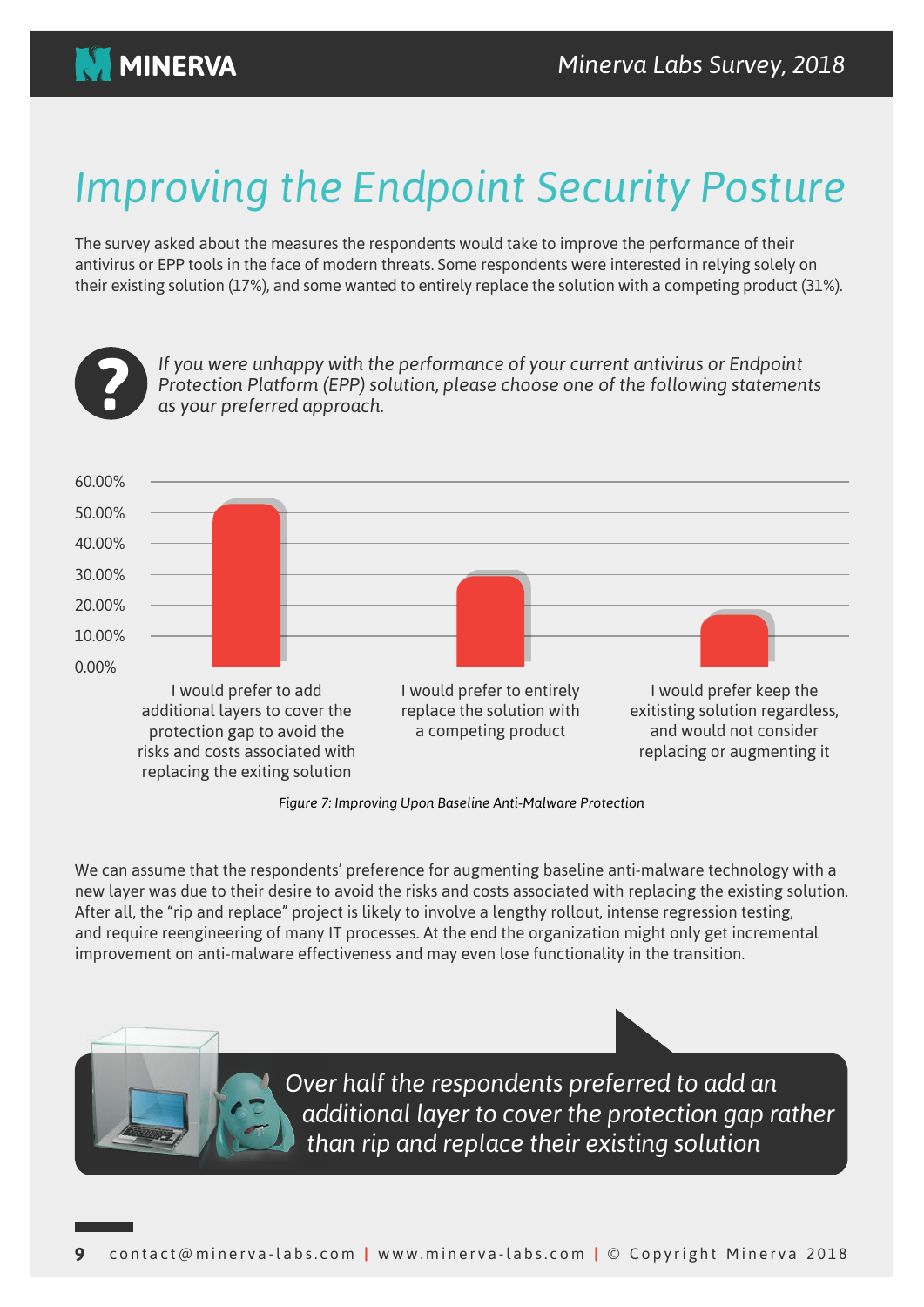# Improving the Endpoint Security Posture

The survey asked about the measures the respondents would take to improve the performance of their antivirus or EPP tools in the face of modern threats. Some respondents were interested in relying solely on their existing solution (17%), and some wanted to entirely replace the solution with a competing product (31%).

*If you were unhappy with the performance of your current antivirus or Endpoint Protection Platform (EPP) solution, please choose one of the following statements as your preferred approach.*

60.00%
50.00%
40.00%
30.00%
20.00%
10.00%
0.00%

I would prefer to add additional layers to cover the protection gap to avoid the risks and costs associated with replacing the exiting solution

I would prefer to entirely replace the solution with a competing product

I would prefer keep the exitisting solution regardless, and would not consider replacing or augmenting it

*Figure 7: Improving Upon Baseline Anti-Malware Protection*

We can assume that the respondents' preference for augmenting baseline anti-malware technology with a new layer was due to their desire to avoid the risks and costs associated with replacing the existing solution. After all, the "rip and replace" project is likely to involve a lengthy rollout, intense regression testing, and require reengineering of many IT processes. At the end the organization might only get incremental improvement on anti-malware effectiveness and may even lose functionality in the transition.

*Over half the respondents preferred to add an additional layer to cover the protection gap rather than rip and replace their existing solution*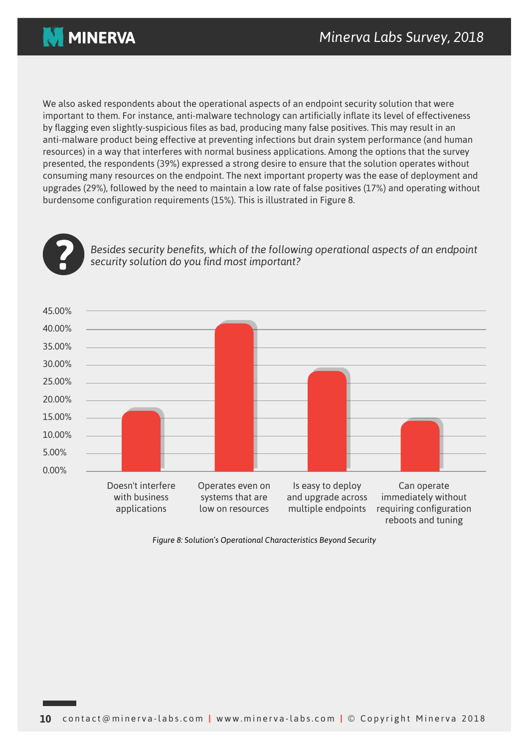We also asked respondents about the operational aspects of an endpoint security solution that were important to them. For instance, anti-malware technology can artificially inflate its level of effectiveness by flagging even slightly-suspicious files as bad, producing many false positives. This may result in an anti-malware product being effective at preventing infections but drain system performance (and human resources) in a way that interferes with normal business applications. Among the options that the survey presented, the respondents (39%) expressed a strong desire to ensure that the solution operates without consuming many resources on the endpoint. The next important property was the ease of deployment and upgrades (29%), followed by the need to maintain a low rate of false positives (17%) and operating without burdensome configuration requirements (15%). This is illustrated in Figure 8.

*Besides security benefits, which of the following operational aspects of an endpoint security solution do you find most important?*

| Operational aspect | Percentage |
|---|---|
| Doesn't interfere with business applications | ~17% |
| Operates even on systems that are low on resources | ~41% |
| Is easy to deploy and upgrade across multiple endpoints | ~28% |
| Can operate immediately without requiring configuration reboots and tuning | ~14% |

*Figure 8: Solution's Operational Characteristics Beyond Security*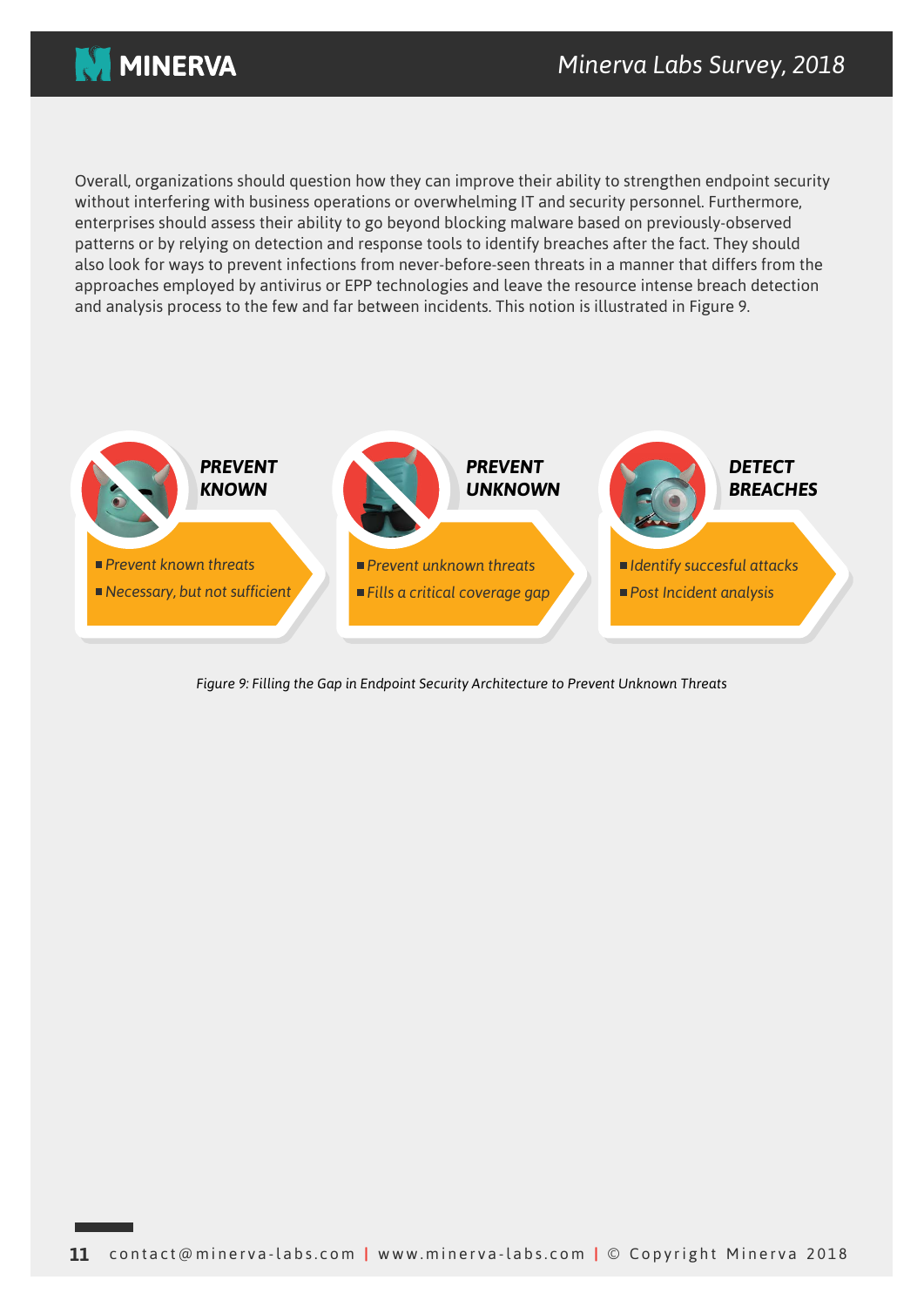Overall, organizations should question how they can improve their ability to strengthen endpoint security without interfering with business operations or overwhelming IT and security personnel. Furthermore, enterprises should assess their ability to go beyond blocking malware based on previously-observed patterns or by relying on detection and response tools to identify breaches after the fact. They should also look for ways to prevent infections from never-before-seen threats in a manner that differs from the approaches employed by antivirus or EPP technologies and leave the resource intense breach detection and analysis process to the few and far between incidents. This notion is illustrated in Figure 9.

**PREVENT KNOWN**

- *Prevent known threats*
- *Necessary, but not sufficient*

**PREVENT UNKNOWN**

- *Prevent unknown threats*
- *Fills a critical coverage gap*

**DETECT BREACHES**

- *Identify succesful attacks*
- *Post Incident analysis*

*Figure 9: Filling the Gap in Endpoint Security Architecture to Prevent Unknown Threats*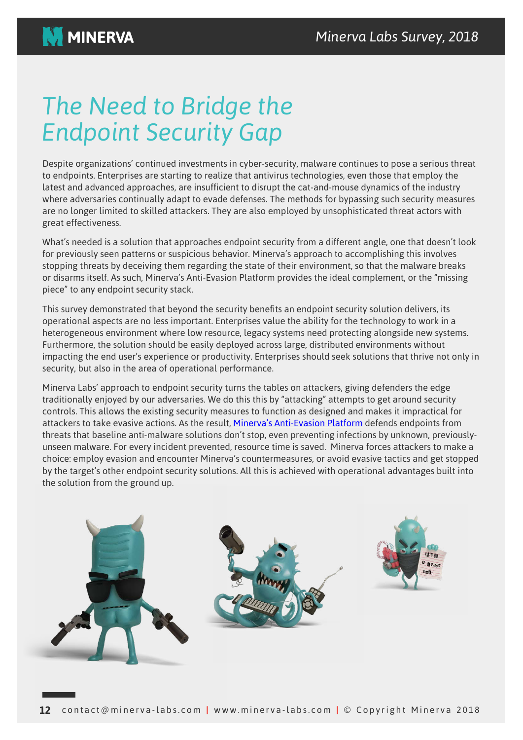# The Need to Bridge the Endpoint Security Gap

Despite organizations' continued investments in cyber-security, malware continues to pose a serious threat to endpoints. Enterprises are starting to realize that antivirus technologies, even those that employ the latest and advanced approaches, are insufficient to disrupt the cat-and-mouse dynamics of the industry where adversaries continually adapt to evade defenses. The methods for bypassing such security measures are no longer limited to skilled attackers. They are also employed by unsophisticated threat actors with great effectiveness.

What's needed is a solution that approaches endpoint security from a different angle, one that doesn't look for previously seen patterns or suspicious behavior. Minerva's approach to accomplishing this involves stopping threats by deceiving them regarding the state of their environment, so that the malware breaks or disarms itself. As such, Minerva's Anti-Evasion Platform provides the ideal complement, or the "missing piece" to any endpoint security stack.

This survey demonstrated that beyond the security benefits an endpoint security solution delivers, its operational aspects are no less important. Enterprises value the ability for the technology to work in a heterogeneous environment where low resource, legacy systems need protecting alongside new systems. Furthermore, the solution should be easily deployed across large, distributed environments without impacting the end user's experience or productivity. Enterprises should seek solutions that thrive not only in security, but also in the area of operational performance.

Minerva Labs' approach to endpoint security turns the tables on attackers, giving defenders the edge traditionally enjoyed by our adversaries. We do this this by "attacking" attempts to get around security controls. This allows the existing security measures to function as designed and makes it impractical for attackers to take evasive actions. As the result, Minerva's Anti-Evasion Platform defends endpoints from threats that baseline anti-malware solutions don't stop, even preventing infections by unknown, previously-unseen malware. For every incident prevented, resource time is saved. Minerva forces attackers to make a choice: employ evasion and encounter Minerva's countermeasures, or avoid evasive tactics and get stopped by the target's other endpoint security solutions. All this is achieved with operational advantages built into the solution from the ground up.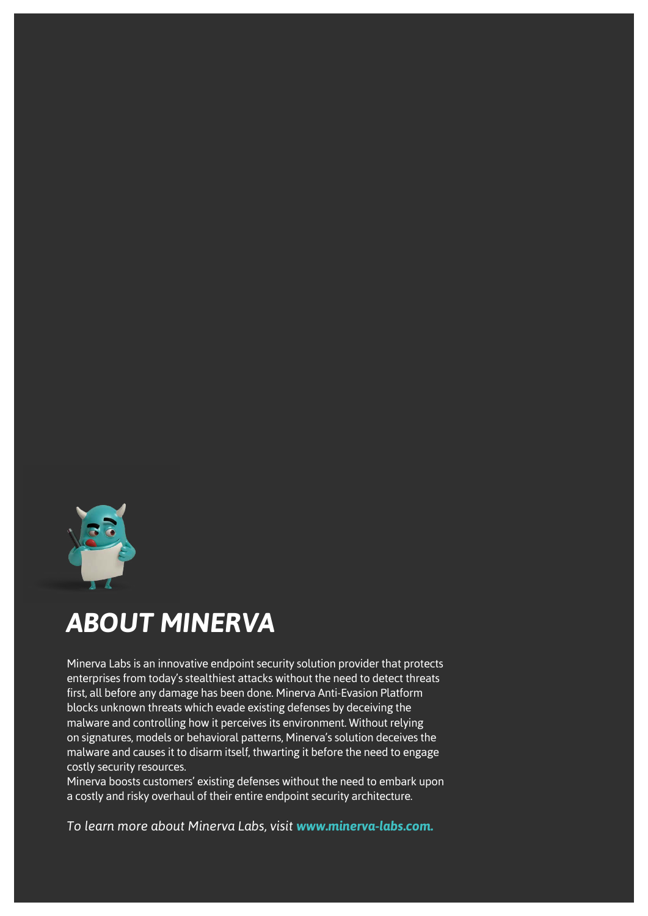# *ABOUT MINERVA*

Minerva Labs is an innovative endpoint security solution provider that protects enterprises from today's stealthiest attacks without the need to detect threats first, all before any damage has been done. Minerva Anti-Evasion Platform blocks unknown threats which evade existing defenses by deceiving the malware and controlling how it perceives its environment. Without relying on signatures, models or behavioral patterns, Minerva's solution deceives the malware and causes it to disarm itself, thwarting it before the need to engage costly security resources.
Minerva boosts customers' existing defenses without the need to embark upon a costly and risky overhaul of their entire endpoint security architecture.

*To learn more about Minerva Labs, visit* ***www.minerva-labs.com.***